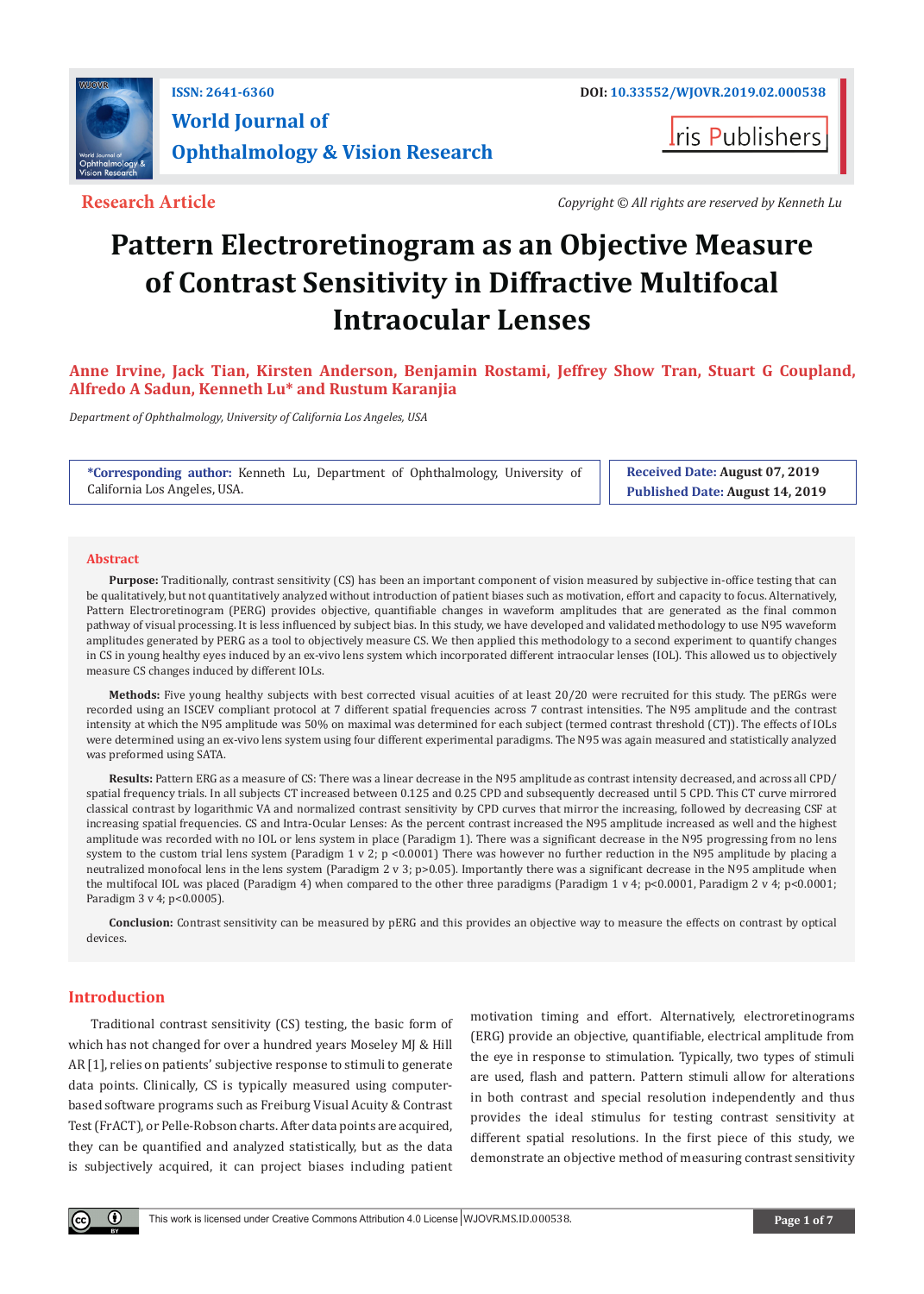ISSN: 2641-6360

DOI: 10.33552/WJOVR.2019.02.000538

# World Journal of Ophthalmology & Vision Research

Iris Publishers

**Research Article**

*Copyright © All rights are reserved by Kenneth Lu*

# Pattern Electroretinogram as an Objective Measure of Contrast Sensitivity in Diffractive Multifocal Intraocular Lenses

**Anne Irvine, Jack Tian, Kirsten Anderson, Benjamin Rostami, Jeffrey Show Tran, Stuart G Coupland, Alfredo A Sadun, Kenneth Lu\* and Rustum Karanjia**

*Department of Ophthalmology, University of California Los Angeles, USA*

**\*Corresponding author:** Kenneth Lu, Department of Ophthalmology, University of California Los Angeles, USA.

**Received Date:** August 07, 2019

**Published Date:** August 14, 2019

## Abstract

**Purpose:** Traditionally, contrast sensitivity (CS) has been an important component of vision measured by subjective in-office testing that can be qualitatively, but not quantitatively analyzed without introduction of patient biases such as motivation, effort and capacity to focus. Alternatively, Pattern Electroretinogram (PERG) provides objective, quantifiable changes in waveform amplitudes that are generated as the final common pathway of visual processing. It is less influenced by subject bias. In this study, we have developed and validated methodology to use N95 waveform amplitudes generated by PERG as a tool to objectively measure CS. We then applied this methodology to a second experiment to quantify changes in CS in young healthy eyes induced by an ex-vivo lens system which incorporated different intraocular lenses (IOL). This allowed us to objectively measure CS changes induced by different IOLs.

**Methods:** Five young healthy subjects with best corrected visual acuities of at least 20/20 were recruited for this study. The pERGs were recorded using an ISCEV compliant protocol at 7 different spatial frequencies across 7 contrast intensities. The N95 amplitude and the contrast intensity at which the N95 amplitude was 50% on maximal was determined for each subject (termed contrast threshold (CT)). The effects of IOLs were determined using an ex-vivo lens system using four different experimental paradigms. The N95 was again measured and statistically analyzed was preformed using SATA.

**Results:** Pattern ERG as a measure of CS: There was a linear decrease in the N95 amplitude as contrast intensity decreased, and across all CPD/spatial frequency trials. In all subjects CT increased between 0.125 and 0.25 CPD and subsequently decreased until 5 CPD. This CT curve mirrored classical contrast by logarithmic VA and normalized contrast sensitivity by CPD curves that mirror the increasing, followed by decreasing CSF at increasing spatial frequencies. CS and Intra-Ocular Lenses: As the percent contrast increased the N95 amplitude increased as well and the highest amplitude was recorded with no IOL or lens system in place (Paradigm 1). There was a significant decrease in the N95 progressing from no lens system to the custom trial lens system (Paradigm 1 v 2; $p < 0.0001$) There was however no further reduction in the N95 amplitude by placing a neutralized monofocal lens in the lens system (Paradigm 2 v 3; $p > 0.05$). Importantly there was a significant decrease in the N95 amplitude when the multifocal IOL was placed (Paradigm 4) when compared to the other three paradigms (Paradigm 1 v 4; $p < 0.0001$, Paradigm 2 v 4; $p < 0.0001$; Paradigm 3 v 4; $p < 0.0005$).

**Conclusion:** Contrast sensitivity can be measured by pERG and this provides an objective way to measure the effects on contrast by optical devices.

## Introduction

Traditional contrast sensitivity (CS) testing, the basic form of which has not changed for over a hundred years Moseley MJ & Hill AR [1], relies on patients' subjective response to stimuli to generate data points. Clinically, CS is typically measured using computer-based software programs such as Freiburg Visual Acuity & Contrast Test (FrACT), or Pelle-Robson charts. After data points are acquired, they can be quantified and analyzed statistically, but as the data is subjectively acquired, it can project biases including patient motivation timing and effort. Alternatively, electroretinograms (ERG) provide an objective, quantifiable, electrical amplitude from the eye in response to stimulation. Typically, two types of stimuli are used, flash and pattern. Pattern stimuli allow for alterations in both contrast and special resolution independently and thus provides the ideal stimulus for testing contrast sensitivity at different spatial resolutions. In the first piece of this study, we demonstrate an objective method of measuring contrast sensitivity

This work is licensed under Creative Commons Attribution 4.0 License WJOVR.MS.ID.000538.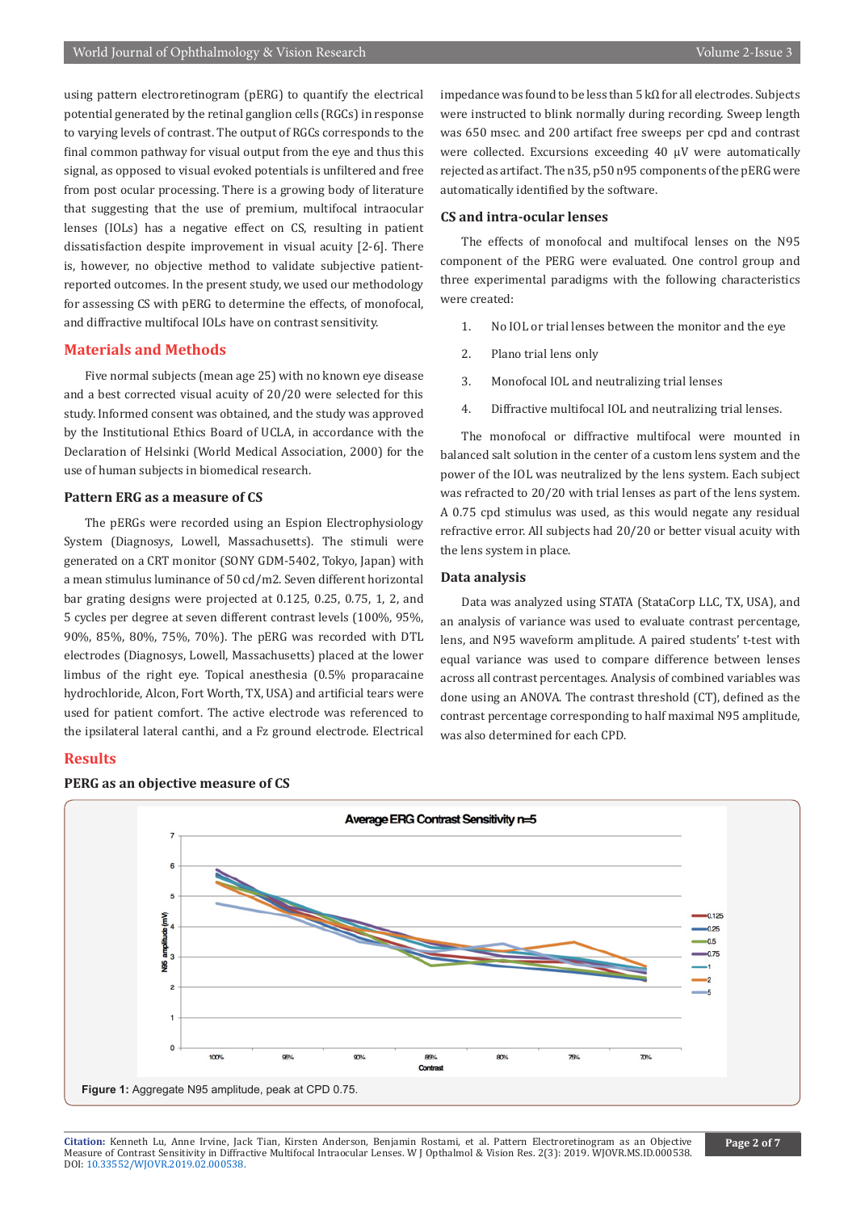using pattern electroretinogram (pERG) to quantify the electrical potential generated by the retinal ganglion cells (RGCs) in response to varying levels of contrast. The output of RGCs corresponds to the final common pathway for visual output from the eye and thus this signal, as opposed to visual evoked potentials is unfiltered and free from post ocular processing. There is a growing body of literature that suggesting that the use of premium, multifocal intraocular lenses (IOLs) has a negative effect on CS, resulting in patient dissatisfaction despite improvement in visual acuity [2-6]. There is, however, no objective method to validate subjective patient-reported outcomes. In the present study, we used our methodology for assessing CS with pERG to determine the effects, of monofocal, and diffractive multifocal IOLs have on contrast sensitivity.

## Materials and Methods

Five normal subjects (mean age 25) with no known eye disease and a best corrected visual acuity of 20/20 were selected for this study. Informed consent was obtained, and the study was approved by the Institutional Ethics Board of UCLA, in accordance with the Declaration of Helsinki (World Medical Association, 2000) for the use of human subjects in biomedical research.

### Pattern ERG as a measure of CS

The pERGs were recorded using an Espion Electrophysiology System (Diagnosys, Lowell, Massachusetts). The stimuli were generated on a CRT monitor (SONY GDM-5402, Tokyo, Japan) with a mean stimulus luminance of 50 cd/m2. Seven different horizontal bar grating designs were projected at 0.125, 0.25, 0.75, 1, 2, and 5 cycles per degree at seven different contrast levels (100%, 95%, 90%, 85%, 80%, 75%, 70%). The pERG was recorded with DTL electrodes (Diagnosys, Lowell, Massachusetts) placed at the lower limbus of the right eye. Topical anesthesia (0.5% proparacaine hydrochloride, Alcon, Fort Worth, TX, USA) and artificial tears were used for patient comfort. The active electrode was referenced to the ipsilateral lateral canthi, and a Fz ground electrode. Electrical impedance was found to be less than 5 kΩ for all electrodes. Subjects were instructed to blink normally during recording. Sweep length was 650 msec. and 200 artifact free sweeps per cpd and contrast were collected. Excursions exceeding 40 µV were automatically rejected as artifact. The n35, p50 n95 components of the pERG were automatically identified by the software.

### CS and intra-ocular lenses

The effects of monofocal and multifocal lenses on the N95 component of the PERG were evaluated. One control group and three experimental paradigms with the following characteristics were created:

1. No IOL or trial lenses between the monitor and the eye
2. Plano trial lens only
3. Monofocal IOL and neutralizing trial lenses
4. Diffractive multifocal IOL and neutralizing trial lenses.

The monofocal or diffractive multifocal were mounted in balanced salt solution in the center of a custom lens system and the power of the IOL was neutralized by the lens system. Each subject was refracted to 20/20 with trial lenses as part of the lens system. A 0.75 cpd stimulus was used, as this would negate any residual refractive error. All subjects had 20/20 or better visual acuity with the lens system in place.

### Data analysis

Data was analyzed using STATA (StataCorp LLC, TX, USA), and an analysis of variance was used to evaluate contrast percentage, lens, and N95 waveform amplitude. A paired students' t-test with equal variance was used to compare difference between lenses across all contrast percentages. Analysis of combined variables was done using an ANOVA. The contrast threshold (CT), defined as the contrast percentage corresponding to half maximal N95 amplitude, was also determined for each CPD.

## Results

### PERG as an objective measure of CS

**Figure 1:** Aggregate N95 amplitude, peak at CPD 0.75.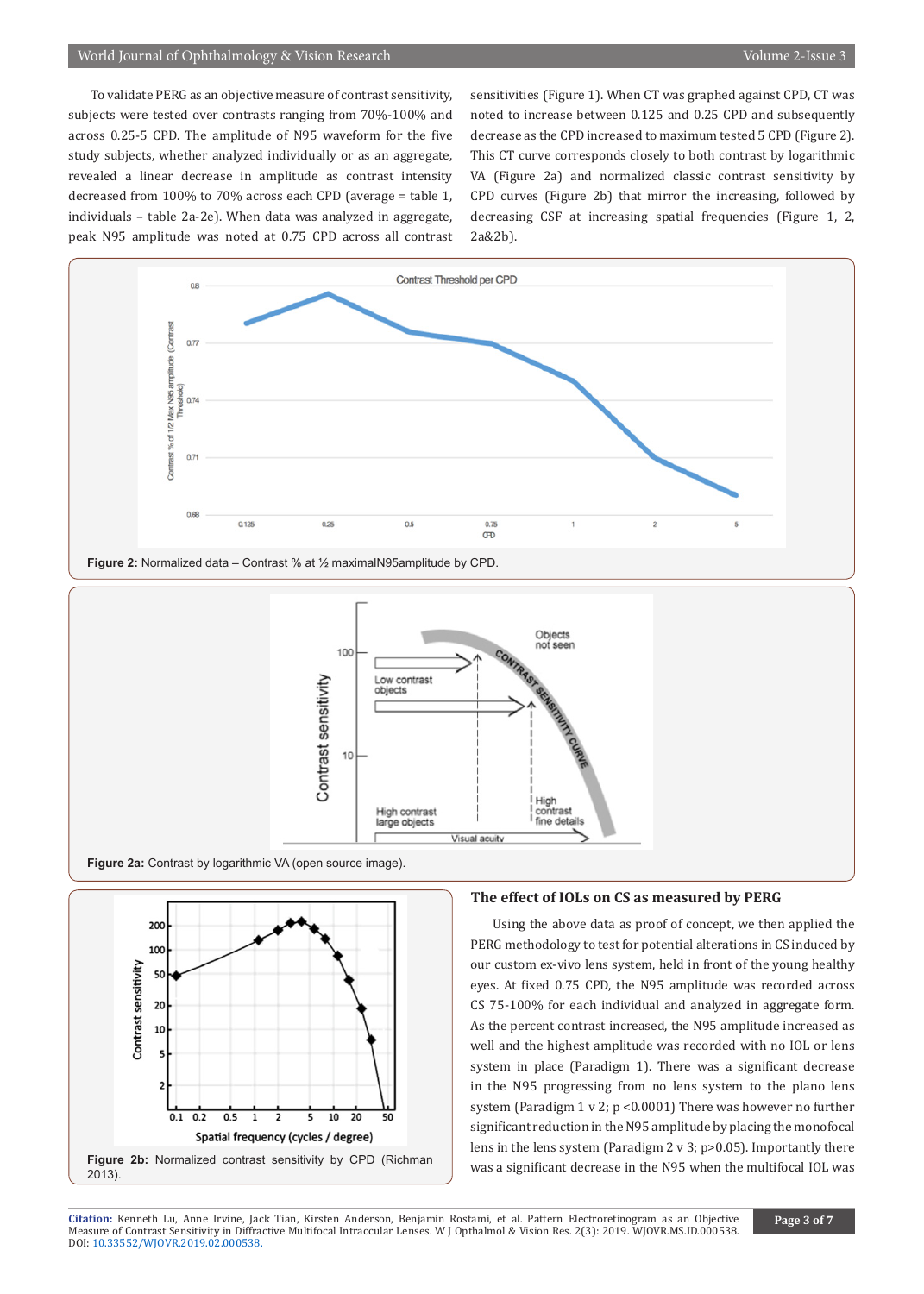To validate PERG as an objective measure of contrast sensitivity, subjects were tested over contrasts ranging from 70%-100% and across 0.25-5 CPD. The amplitude of N95 waveform for the five study subjects, whether analyzed individually or as an aggregate, revealed a linear decrease in amplitude as contrast intensity decreased from 100% to 70% across each CPD (average = table 1, individuals – table 2a-2e). When data was analyzed in aggregate, peak N95 amplitude was noted at 0.75 CPD across all contrast sensitivities (Figure 1). When CT was graphed against CPD, CT was noted to increase between 0.125 and 0.25 CPD and subsequently decrease as the CPD increased to maximum tested 5 CPD (Figure 2). This CT curve corresponds closely to both contrast by logarithmic VA (Figure 2a) and normalized classic contrast sensitivity by CPD curves (Figure 2b) that mirror the increasing, followed by decreasing CSF at increasing spatial frequencies (Figure 1, 2, 2a&2b).

**Figure 2:** Normalized data – Contrast % at ½ maximalN95amplitude by CPD.

**Figure 2a:** Contrast by logarithmic VA (open source image).

**Figure 2b:** Normalized contrast sensitivity by CPD (Richman 2013).

## The effect of IOLs on CS as measured by PERG

Using the above data as proof of concept, we then applied the PERG methodology to test for potential alterations in CS induced by our custom ex-vivo lens system, held in front of the young healthy eyes. At fixed 0.75 CPD, the N95 amplitude was recorded across CS 75-100% for each individual and analyzed in aggregate form. As the percent contrast increased, the N95 amplitude increased as well and the highest amplitude was recorded with no IOL or lens system in place (Paradigm 1). There was a significant decrease in the N95 progressing from no lens system to the plano lens system (Paradigm 1 v 2; $p < 0.0001$) There was however no further significant reduction in the N95 amplitude by placing the monofocal lens in the lens system (Paradigm 2 v 3; $p > 0.05$). Importantly there was a significant decrease in the N95 when the multifocal IOL was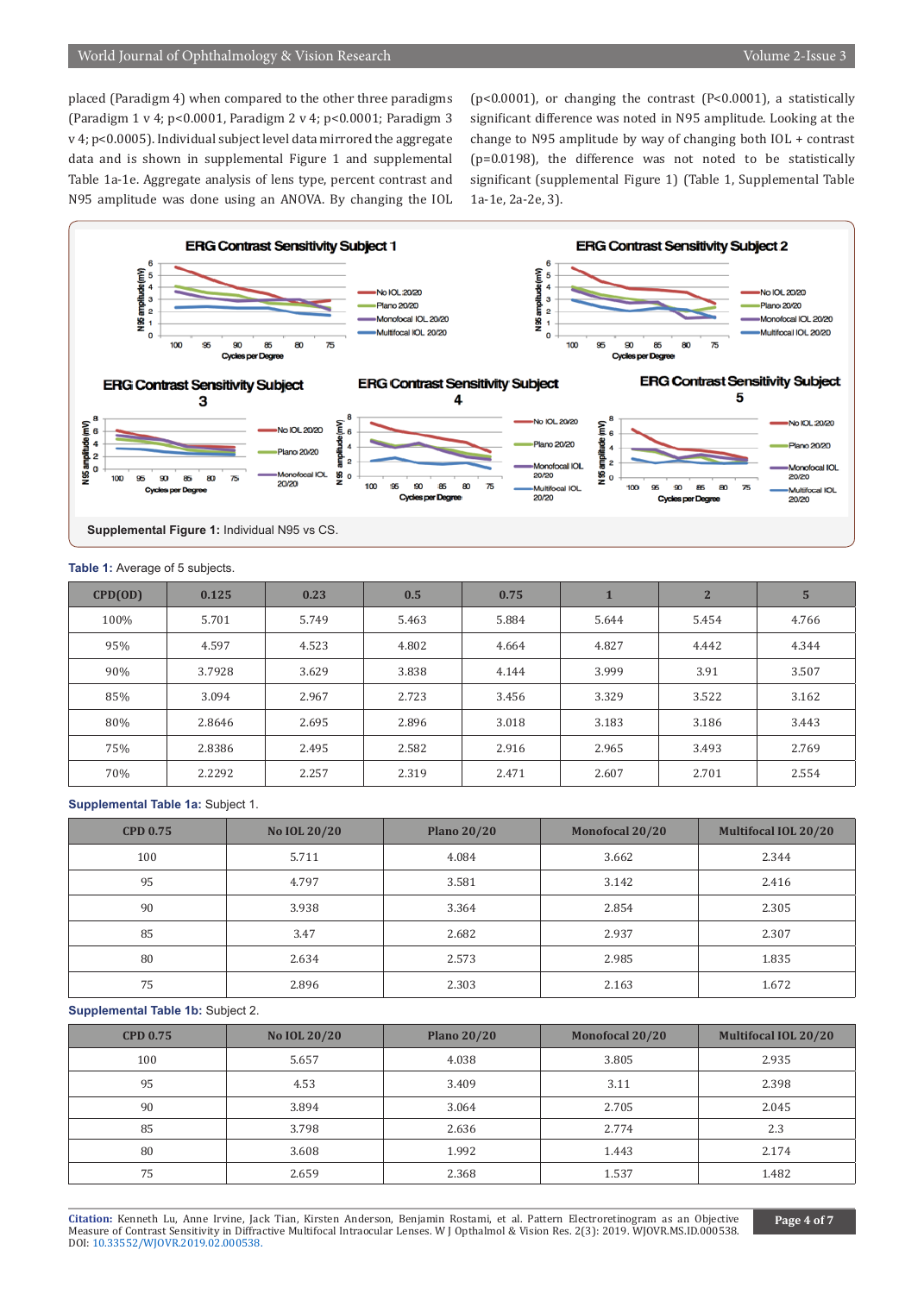placed (Paradigm 4) when compared to the other three paradigms (Paradigm 1 v 4; p<0.0001, Paradigm 2 v 4; p<0.0001; Paradigm 3 v 4; p<0.0005). Individual subject level data mirrored the aggregate data and is shown in supplemental Figure 1 and supplemental Table 1a-1e. Aggregate analysis of lens type, percent contrast and N95 amplitude was done using an ANOVA. By changing the IOL (p<0.0001), or changing the contrast (P<0.0001), a statistically significant difference was noted in N95 amplitude. Looking at the change to N95 amplitude by way of changing both IOL + contrast (p=0.0198), the difference was not noted to be statistically significant (supplemental Figure 1) (Table 1, Supplemental Table 1a-1e, 2a-2e, 3).

**Supplemental Figure 1:** Individual N95 vs CS.

**Table 1:** Average of 5 subjects.

| CPD(OD) | 0.125 | 0.23 | 0.5 | 0.75 | 1 | 2 | 5 |
|---|---|---|---|---|---|---|---|
| 100% | 5.701 | 5.749 | 5.463 | 5.884 | 5.644 | 5.454 | 4.766 |
| 95% | 4.597 | 4.523 | 4.802 | 4.664 | 4.827 | 4.442 | 4.344 |
| 90% | 3.7928 | 3.629 | 3.838 | 4.144 | 3.999 | 3.91 | 3.507 |
| 85% | 3.094 | 2.967 | 2.723 | 3.456 | 3.329 | 3.522 | 3.162 |
| 80% | 2.8646 | 2.695 | 2.896 | 3.018 | 3.183 | 3.186 | 3.443 |
| 75% | 2.8386 | 2.495 | 2.582 | 2.916 | 2.965 | 3.493 | 2.769 |
| 70% | 2.2292 | 2.257 | 2.319 | 2.471 | 2.607 | 2.701 | 2.554 |

**Supplemental Table 1a:** Subject 1.

| CPD 0.75 | No IOL 20/20 | Plano 20/20 | Monofocal 20/20 | Multifocal IOL 20/20 |
|---|---|---|---|---|
| 100 | 5.711 | 4.084 | 3.662 | 2.344 |
| 95 | 4.797 | 3.581 | 3.142 | 2.416 |
| 90 | 3.938 | 3.364 | 2.854 | 2.305 |
| 85 | 3.47 | 2.682 | 2.937 | 2.307 |
| 80 | 2.634 | 2.573 | 2.985 | 1.835 |
| 75 | 2.896 | 2.303 | 2.163 | 1.672 |

**Supplemental Table 1b:** Subject 2.

| CPD 0.75 | No IOL 20/20 | Plano 20/20 | Monofocal 20/20 | Multifocal IOL 20/20 |
|---|---|---|---|---|
| 100 | 5.657 | 4.038 | 3.805 | 2.935 |
| 95 | 4.53 | 3.409 | 3.11 | 2.398 |
| 90 | 3.894 | 3.064 | 2.705 | 2.045 |
| 85 | 3.798 | 2.636 | 2.774 | 2.3 |
| 80 | 3.608 | 1.992 | 1.443 | 2.174 |
| 75 | 2.659 | 2.368 | 1.537 | 1.482 |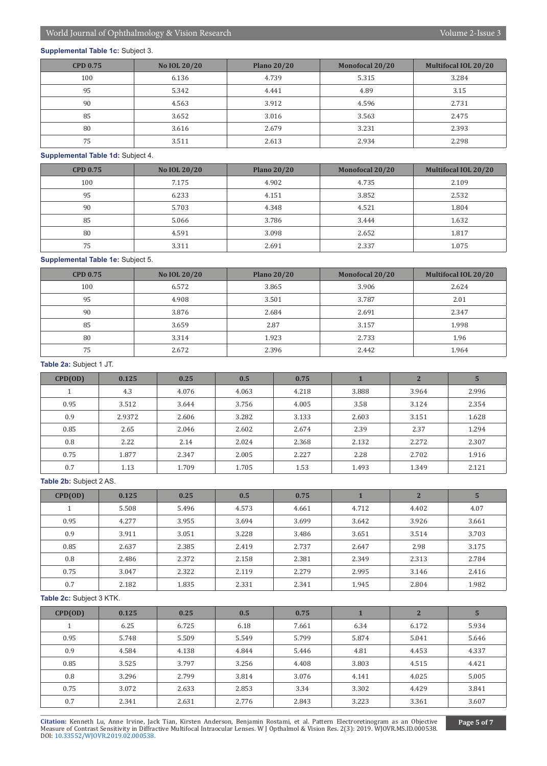**Supplemental Table 1c:** Subject 3.

| CPD 0.75 | No IOL 20/20 | Plano 20/20 | Monofocal 20/20 | Multifocal IOL 20/20 |
|---|---|---|---|---|
| 100 | 6.136 | 4.739 | 5.315 | 3.284 |
| 95 | 5.342 | 4.441 | 4.89 | 3.15 |
| 90 | 4.563 | 3.912 | 4.596 | 2.731 |
| 85 | 3.652 | 3.016 | 3.563 | 2.475 |
| 80 | 3.616 | 2.679 | 3.231 | 2.393 |
| 75 | 3.511 | 2.613 | 2.934 | 2.298 |

**Supplemental Table 1d:** Subject 4.

| CPD 0.75 | No IOL 20/20 | Plano 20/20 | Monofocal 20/20 | Multifocal IOL 20/20 |
|---|---|---|---|---|
| 100 | 7.175 | 4.902 | 4.735 | 2.109 |
| 95 | 6.233 | 4.151 | 3.852 | 2.532 |
| 90 | 5.703 | 4.348 | 4.521 | 1.804 |
| 85 | 5.066 | 3.786 | 3.444 | 1.632 |
| 80 | 4.591 | 3.098 | 2.652 | 1.817 |
| 75 | 3.311 | 2.691 | 2.337 | 1.075 |

**Supplemental Table 1e:** Subject 5.

| CPD 0.75 | No IOL 20/20 | Plano 20/20 | Monofocal 20/20 | Multifocal IOL 20/20 |
|---|---|---|---|---|
| 100 | 6.572 | 3.865 | 3.906 | 2.624 |
| 95 | 4.908 | 3.501 | 3.787 | 2.01 |
| 90 | 3.876 | 2.684 | 2.691 | 2.347 |
| 85 | 3.659 | 2.87 | 3.157 | 1.998 |
| 80 | 3.314 | 1.923 | 2.733 | 1.96 |
| 75 | 2.672 | 2.396 | 2.442 | 1.964 |

**Table 2a:** Subject 1 JT.

| CPD(OD) | 0.125 | 0.25 | 0.5 | 0.75 | 1 | 2 | 5 |
|---|---|---|---|---|---|---|---|
| 1 | 4.3 | 4.076 | 4.063 | 4.218 | 3.888 | 3.964 | 2.996 |
| 0.95 | 3.512 | 3.644 | 3.756 | 4.005 | 3.58 | 3.124 | 2.354 |
| 0.9 | 2.9372 | 2.606 | 3.282 | 3.133 | 2.603 | 3.151 | 1.628 |
| 0.85 | 2.65 | 2.046 | 2.602 | 2.674 | 2.39 | 2.37 | 1.294 |
| 0.8 | 2.22 | 2.14 | 2.024 | 2.368 | 2.132 | 2.272 | 2.307 |
| 0.75 | 1.877 | 2.347 | 2.005 | 2.227 | 2.28 | 2.702 | 1.916 |
| 0.7 | 1.13 | 1.709 | 1.705 | 1.53 | 1.493 | 1.349 | 2.121 |

**Table 2b:** Subject 2 AS.

| CPD(OD) | 0.125 | 0.25 | 0.5 | 0.75 | 1 | 2 | 5 |
|---|---|---|---|---|---|---|---|
| 1 | 5.508 | 5.496 | 4.573 | 4.661 | 4.712 | 4.402 | 4.07 |
| 0.95 | 4.277 | 3.955 | 3.694 | 3.699 | 3.642 | 3.926 | 3.661 |
| 0.9 | 3.911 | 3.051 | 3.228 | 3.486 | 3.651 | 3.514 | 3.703 |
| 0.85 | 2.637 | 2.385 | 2.419 | 2.737 | 2.647 | 2.98 | 3.175 |
| 0.8 | 2.486 | 2.372 | 2.158 | 2.381 | 2.349 | 2.313 | 2.784 |
| 0.75 | 3.047 | 2.322 | 2.119 | 2.279 | 2.995 | 3.146 | 2.416 |
| 0.7 | 2.182 | 1.835 | 2.331 | 2.341 | 1.945 | 2.804 | 1.982 |

**Table 2c:** Subject 3 KTK.

| CPD(OD) | 0.125 | 0.25 | 0.5 | 0.75 | 1 | 2 | 5 |
|---|---|---|---|---|---|---|---|
| 1 | 6.25 | 6.725 | 6.18 | 7.661 | 6.34 | 6.172 | 5.934 |
| 0.95 | 5.748 | 5.509 | 5.549 | 5.799 | 5.874 | 5.041 | 5.646 |
| 0.9 | 4.584 | 4.138 | 4.844 | 5.446 | 4.81 | 4.453 | 4.337 |
| 0.85 | 3.525 | 3.797 | 3.256 | 4.408 | 3.803 | 4.515 | 4.421 |
| 0.8 | 3.296 | 2.799 | 3.814 | 3.076 | 4.141 | 4.025 | 5.005 |
| 0.75 | 3.072 | 2.633 | 2.853 | 3.34 | 3.302 | 4.429 | 3.841 |
| 0.7 | 2.341 | 2.631 | 2.776 | 2.843 | 3.223 | 3.361 | 3.607 |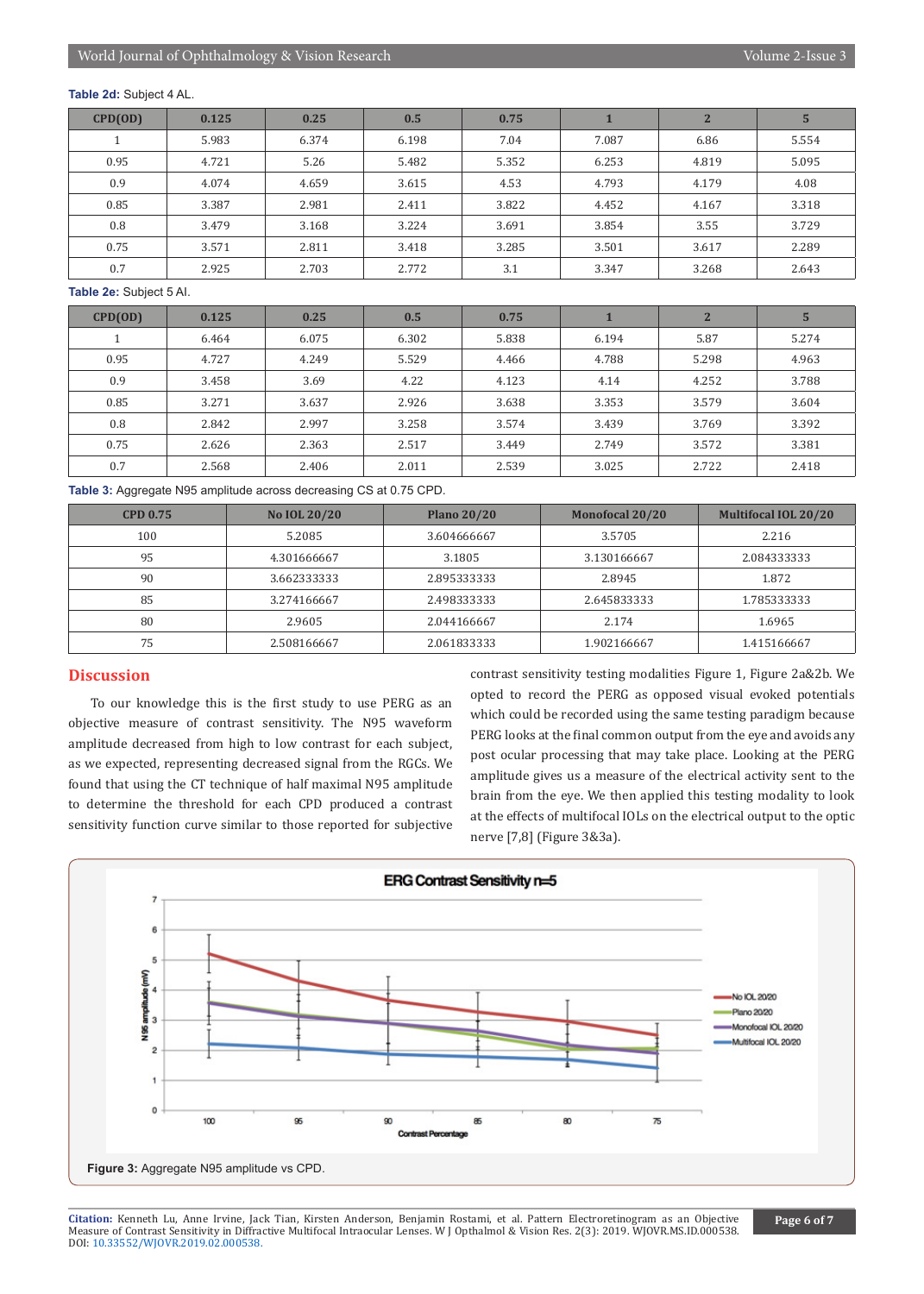**Table 2d:** Subject 4 AL.

| CPD(OD) | 0.125 | 0.25 | 0.5 | 0.75 | 1 | 2 | 5 |
|---|---|---|---|---|---|---|---|
| 1 | 5.983 | 6.374 | 6.198 | 7.04 | 7.087 | 6.86 | 5.554 |
| 0.95 | 4.721 | 5.26 | 5.482 | 5.352 | 6.253 | 4.819 | 5.095 |
| 0.9 | 4.074 | 4.659 | 3.615 | 4.53 | 4.793 | 4.179 | 4.08 |
| 0.85 | 3.387 | 2.981 | 2.411 | 3.822 | 4.452 | 4.167 | 3.318 |
| 0.8 | 3.479 | 3.168 | 3.224 | 3.691 | 3.854 | 3.55 | 3.729 |
| 0.75 | 3.571 | 2.811 | 3.418 | 3.285 | 3.501 | 3.617 | 2.289 |
| 0.7 | 2.925 | 2.703 | 2.772 | 3.1 | 3.347 | 3.268 | 2.643 |

**Table 2e:** Subject 5 AI.

| CPD(OD) | 0.125 | 0.25 | 0.5 | 0.75 | 1 | 2 | 5 |
|---|---|---|---|---|---|---|---|
| 1 | 6.464 | 6.075 | 6.302 | 5.838 | 6.194 | 5.87 | 5.274 |
| 0.95 | 4.727 | 4.249 | 5.529 | 4.466 | 4.788 | 5.298 | 4.963 |
| 0.9 | 3.458 | 3.69 | 4.22 | 4.123 | 4.14 | 4.252 | 3.788 |
| 0.85 | 3.271 | 3.637 | 2.926 | 3.638 | 3.353 | 3.579 | 3.604 |
| 0.8 | 2.842 | 2.997 | 3.258 | 3.574 | 3.439 | 3.769 | 3.392 |
| 0.75 | 2.626 | 2.363 | 2.517 | 3.449 | 2.749 | 3.572 | 3.381 |
| 0.7 | 2.568 | 2.406 | 2.011 | 2.539 | 3.025 | 2.722 | 2.418 |

**Table 3:** Aggregate N95 amplitude across decreasing CS at 0.75 CPD.

| CPD 0.75 | No IOL 20/20 | Plano 20/20 | Monofocal 20/20 | Multifocal IOL 20/20 |
|---|---|---|---|---|
| 100 | 5.2085 | 3.604666667 | 3.5705 | 2.216 |
| 95 | 4.301666667 | 3.1805 | 3.130166667 | 2.084333333 |
| 90 | 3.662333333 | 2.895333333 | 2.8945 | 1.872 |
| 85 | 3.274166667 | 2.498333333 | 2.645833333 | 1.785333333 |
| 80 | 2.9605 | 2.044166667 | 2.174 | 1.6965 |
| 75 | 2.508166667 | 2.061833333 | 1.902166667 | 1.415166667 |

## Discussion

To our knowledge this is the first study to use PERG as an objective measure of contrast sensitivity. The N95 waveform amplitude decreased from high to low contrast for each subject, as we expected, representing decreased signal from the RGCs. We found that using the CT technique of half maximal N95 amplitude to determine the threshold for each CPD produced a contrast sensitivity function curve similar to those reported for subjective contrast sensitivity testing modalities Figure 1, Figure 2a&2b. We opted to record the PERG as opposed visual evoked potentials which could be recorded using the same testing paradigm because PERG looks at the final common output from the eye and avoids any post ocular processing that may take place. Looking at the PERG amplitude gives us a measure of the electrical activity sent to the brain from the eye. We then applied this testing modality to look at the effects of multifocal IOLs on the electrical output to the optic nerve [7,8] (Figure 3&3a).

**Figure 3:** Aggregate N95 amplitude vs CPD.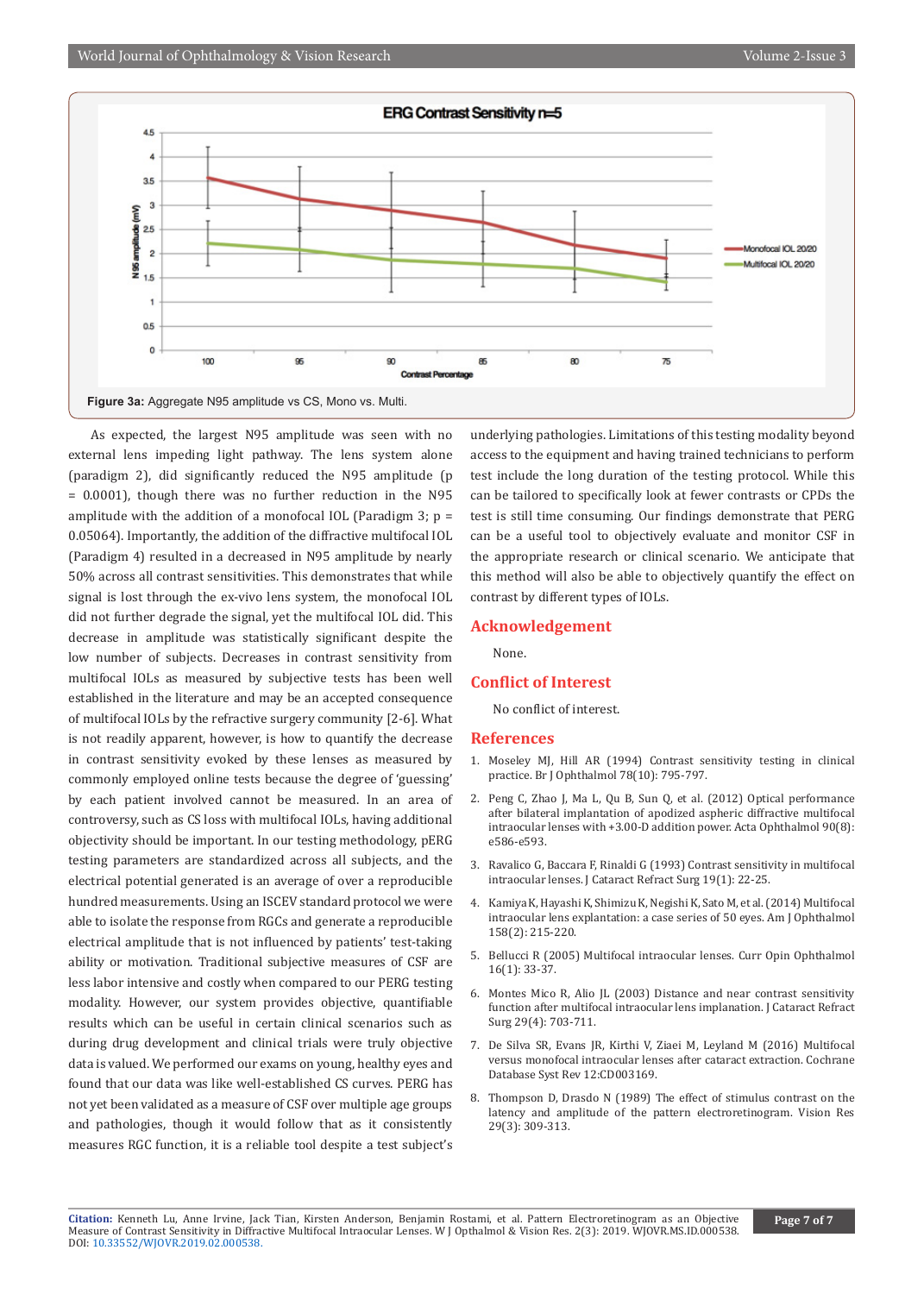ERG Contrast Sensitivity n=5

N95 amplitude (mV)

4.5
4
3.5
3
2.5
2
1.5
1
0.5
0

100
95
90
85
80
75

Contrast Percentage

Monofocal IOL 20/20
Multifocal IOL 20/20

**Figure 3a:** Aggregate N95 amplitude vs CS, Mono vs. Multi.

As expected, the largest N95 amplitude was seen with no external lens impeding light pathway. The lens system alone (paradigm 2), did significantly reduced the N95 amplitude ($p = 0.0001$), though there was no further reduction in the N95 amplitude with the addition of a monofocal IOL (Paradigm 3; $p = 0.05064$). Importantly, the addition of the diffractive multifocal IOL (Paradigm 4) resulted in a decreased in N95 amplitude by nearly 50% across all contrast sensitivities. This demonstrates that while signal is lost through the ex-vivo lens system, the monofocal IOL did not further degrade the signal, yet the multifocal IOL did. This decrease in amplitude was statistically significant despite the low number of subjects. Decreases in contrast sensitivity from multifocal IOLs as measured by subjective tests has been well established in the literature and may be an accepted consequence of multifocal IOLs by the refractive surgery community [2-6]. What is not readily apparent, however, is how to quantify the decrease in contrast sensitivity evoked by these lenses as measured by commonly employed online tests because the degree of 'guessing' by each patient involved cannot be measured. In an area of controversy, such as CS loss with multifocal IOLs, having additional objectivity should be important. In our testing methodology, pERG testing parameters are standardized across all subjects, and the electrical potential generated is an average of over a reproducible hundred measurements. Using an ISCEV standard protocol we were able to isolate the response from RGCs and generate a reproducible electrical amplitude that is not influenced by patients' test-taking ability or motivation. Traditional subjective measures of CSF are less labor intensive and costly when compared to our PERG testing modality. However, our system provides objective, quantifiable results which can be useful in certain clinical scenarios such as during drug development and clinical trials were truly objective data is valued. We performed our exams on young, healthy eyes and found that our data was like well-established CS curves. PERG has not yet been validated as a measure of CSF over multiple age groups and pathologies, though it would follow that as it consistently measures RGC function, it is a reliable tool despite a test subject's underlying pathologies. Limitations of this testing modality beyond access to the equipment and having trained technicians to perform test include the long duration of the testing protocol. While this can be tailored to specifically look at fewer contrasts or CPDs the test is still time consuming. Our findings demonstrate that PERG can be a useful tool to objectively evaluate and monitor CSF in the appropriate research or clinical scenario. We anticipate that this method will also be able to objectively quantify the effect on contrast by different types of IOLs.

## Acknowledgement

None.

## Conflict of Interest

No conflict of interest.

## References

1. Moseley MJ, Hill AR (1994) Contrast sensitivity testing in clinical practice. Br J Ophthalmol 78(10): 795-797.
2. Peng C, Zhao J, Ma L, Qu B, Sun Q, et al. (2012) Optical performance after bilateral implantation of apodized aspheric diffractive multifocal intraocular lenses with +3.00-D addition power. Acta Ophthalmol 90(8): e586-e593.
3. Ravalico G, Baccara F, Rinaldi G (1993) Contrast sensitivity in multifocal intraocular lenses. J Cataract Refract Surg 19(1): 22-25.
4. Kamiya K, Hayashi K, Shimizu K, Negishi K, Sato M, et al. (2014) Multifocal intraocular lens explantation: a case series of 50 eyes. Am J Ophthalmol 158(2): 215-220.
5. Bellucci R (2005) Multifocal intraocular lenses. Curr Opin Ophthalmol 16(1): 33-37.
6. Montes Mico R, Alio JL (2003) Distance and near contrast sensitivity function after multifocal intraocular lens implanation. J Cataract Refract Surg 29(4): 703-711.
7. De Silva SR, Evans JR, Kirthi V, Ziaei M, Leyland M (2016) Multifocal versus monofocal intraocular lenses after cataract extraction. Cochrane Database Syst Rev 12:CD003169.
8. Thompson D, Drasdo N (1989) The effect of stimulus contrast on the latency and amplitude of the pattern electroretinogram. Vision Res 29(3): 309-313.

**Citation:** Kenneth Lu, Anne Irvine, Jack Tian, Kirsten Anderson, Benjamin Rostami, et al. Pattern Electroretinogram as an Objective Measure of Contrast Sensitivity in Diffractive Multifocal Intraocular Lenses. W J Opthalmol & Vision Res. 2(3): 2019. WJOVR.MS.ID.000538. DOI: 10.33552/WJOVR.2019.02.000538.